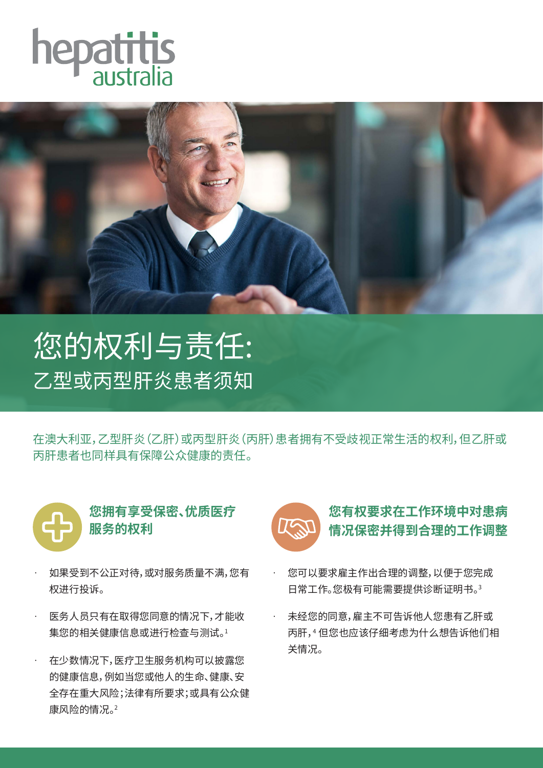hepatitis australia

# 您的权利与责任:

## 乙型或丙型肝炎患者须知

在澳大利亚，乙型肝炎（乙肝）或丙型肝炎（丙肝）患者拥有不受歧视正常生活的权利，但乙肝或丙肝患者也同样具有保障公众健康的责任。

### 您拥有享受保密、优质医疗服务的权利

- 如果受到不公正对待，或对服务质量不满，您有权进行投诉。
- 医务人员只有在取得您同意的情况下，才能收集您的相关健康信息或进行检查与测试。[1]
- 在少数情况下，医疗卫生服务机构可以披露您的健康信息，例如当您或他人的生命、健康、安全存在重大风险；法律有所要求；或具有公众健康风险的情况。[2]

### 您有权要求在工作环境中对患病情况保密并得到合理的工作调整

- 您可以要求雇主作出合理的调整，以便于您完成日常工作。您极有可能需要提供诊断证明书。[3]
- 未经您的同意，雇主不可告诉他人您患有乙肝或丙肝，[4] 但您也应该仔细考虑为什么想告诉他们相关情况。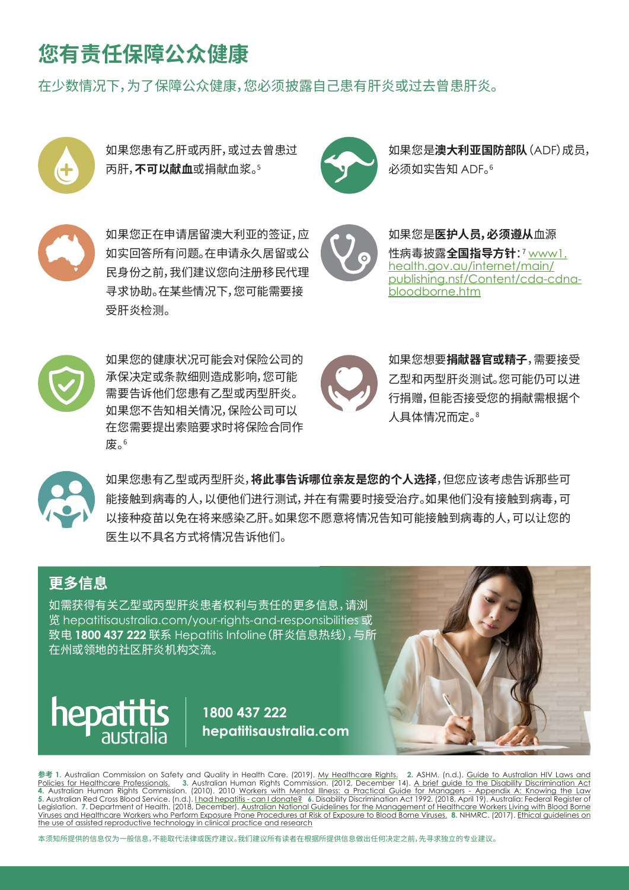# 您有责任保障公众健康

在少数情况下，为了保障公众健康，您必须披露自己患有肝炎或过去曾患肝炎。

如果您患有乙肝或丙肝，或过去曾患过丙肝，**不可以献血**或捐献血浆。[5]

如果您是**澳大利亚国防部队**（ADF）成员，必须如实告知 ADF。[6]

如果您正在申请居留澳大利亚的签证，应如实回答所有问题。在申请永久居留或公民身份之前，我们建议您向注册移民代理寻求协助。在某些情况下，您可能需要接受肝炎检测。

如果您是**医护人员，必须遵从**血源性病毒披露**全国指导方针**：[7] www1.health.gov.au/internet/main/publishing.nsf/Content/cda-cdna-bloodborne.htm

如果您的健康状况可能会对保险公司的承保决定或条款细则造成影响，您可能需要告诉他们您患有乙型或丙型肝炎。如果您不告知相关情况，保险公司可以在您需要提出索赔要求时将保险合同作废。[6]

如果您想要**捐献器官或精子**，需要接受乙型和丙型肝炎测试。您可能仍可以进行捐赠，但能否接受您的捐献需根据个人具体情况而定。[8]

如果您患有乙型或丙型肝炎，**将此事告诉哪位亲友是您的个人选择**，但您应该考虑告诉那些可能接触到病毒的人，以便他们进行测试，并在有需要时接受治疗。如果他们没有接触到病毒，可以接种疫苗以免在将来感染乙肝。如果您不愿意将情况告知可能接触到病毒的人，可以让您的医生以不具名方式将情况告诉他们。

## 更多信息

如需获得有关乙型或丙型肝炎患者权利与责任的更多信息，请浏览 hepatitisaustralia.com/your-rights-and-responsibilities 或致电 **1800 437 222** 联系 Hepatitis Infoline（肝炎信息热线），与所在州或领地的社区肝炎机构交流。

hepatitis australia

**1800 437 222**
**hepatitisaustralia.com**

**参考** **1.** Australian Commission on Safety and Quality in Health Care. (2019). My Healthcare Rights. **2.** ASHM. (n.d.). Guide to Australian HIV Laws and Policies for Healthcare Professionals. **3.** Australian Human Rights Commission. (2012, December 14). A brief guide to the Disability Discrimination Act **4.** Australian Human Rights Commission. (2010). 2010 Workers with Mental Illness: a Practical Guide for Managers - Appendix A: Knowing the Law **5.** Australian Red Cross Blood Service. (n.d.). I had hepatitis - can I donate? **6.** Disability Discrimination Act 1992. (2018, April 19). Australia: Federal Register of Legislation. **7.** Department of Health. (2018, December). Australian National Guidelines for the Management of Healthcare Workers Living with Blood Borne Viruses and Healthcare Workers who Perform Exposure Prone Procedures at Risk of Exposure to Blood Borne Viruses. **8.** NHMRC. (2017). Ethical guidelines on the use of assisted reproductive technology in clinical practice and research

本须知所提供的信息仅为一般信息，不能取代法律或医疗建议。我们建议所有读者在根据所提供信息做出任何决定之前，先寻求独立的专业建议。